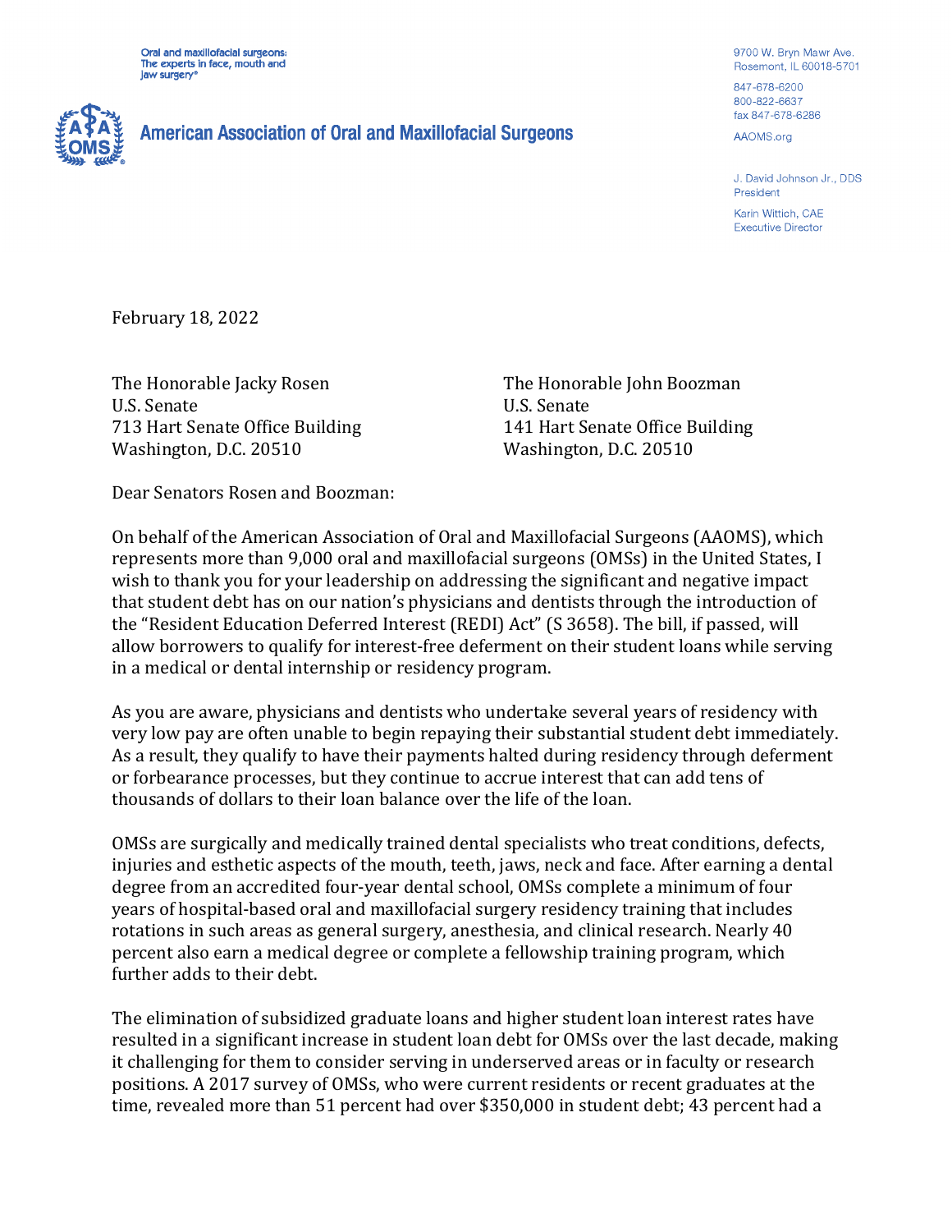Oral and maxillofacial surgeons:
The experts in face, mouth and jaw surgery®

**American Association of Oral and Maxillofacial Surgeons**

9700 W. Bryn Mawr Ave.
Rosemont, IL 60018-5701

847-678-6200
800-822-6637
fax 847-678-6286

AAOMS.org

J. David Johnson Jr., DDS
President

Karin Wittich, CAE
Executive Director

February 18, 2022

The Honorable Jacky Rosen
U.S. Senate
713 Hart Senate Office Building
Washington, D.C. 20510

The Honorable John Boozman
U.S. Senate
141 Hart Senate Office Building
Washington, D.C. 20510

Dear Senators Rosen and Boozman:

On behalf of the American Association of Oral and Maxillofacial Surgeons (AAOMS), which represents more than 9,000 oral and maxillofacial surgeons (OMSs) in the United States, I wish to thank you for your leadership on addressing the significant and negative impact that student debt has on our nation's physicians and dentists through the introduction of the "Resident Education Deferred Interest (REDI) Act" (S 3658). The bill, if passed, will allow borrowers to qualify for interest-free deferment on their student loans while serving in a medical or dental internship or residency program.

As you are aware, physicians and dentists who undertake several years of residency with very low pay are often unable to begin repaying their substantial student debt immediately. As a result, they qualify to have their payments halted during residency through deferment or forbearance processes, but they continue to accrue interest that can add tens of thousands of dollars to their loan balance over the life of the loan.

OMSs are surgically and medically trained dental specialists who treat conditions, defects, injuries and esthetic aspects of the mouth, teeth, jaws, neck and face. After earning a dental degree from an accredited four-year dental school, OMSs complete a minimum of four years of hospital-based oral and maxillofacial surgery residency training that includes rotations in such areas as general surgery, anesthesia, and clinical research. Nearly 40 percent also earn a medical degree or complete a fellowship training program, which further adds to their debt.

The elimination of subsidized graduate loans and higher student loan interest rates have resulted in a significant increase in student loan debt for OMSs over the last decade, making it challenging for them to consider serving in underserved areas or in faculty or research positions. A 2017 survey of OMSs, who were current residents or recent graduates at the time, revealed more than 51 percent had over $350,000 in student debt; 43 percent had a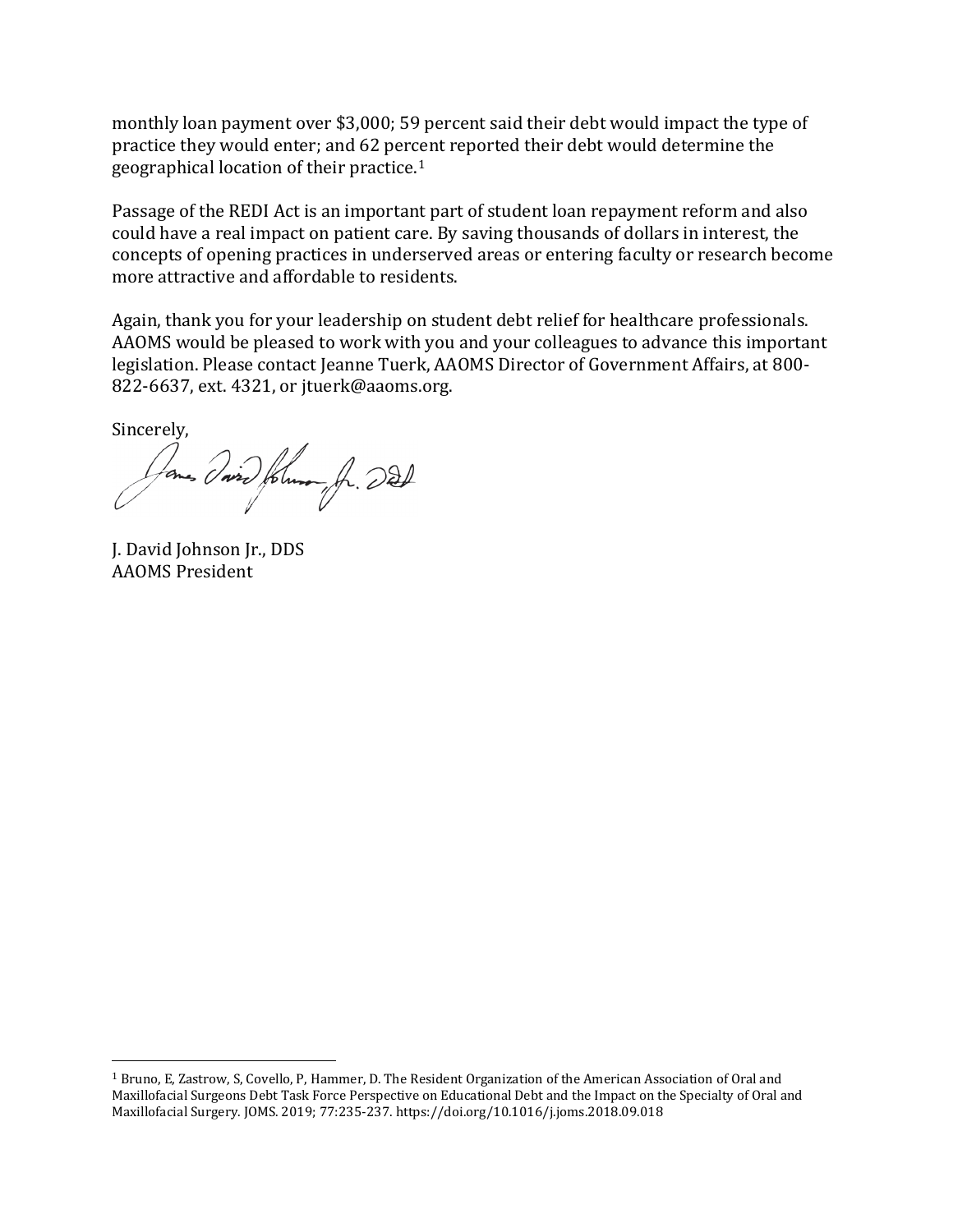monthly loan payment over $3,000; 59 percent said their debt would impact the type of practice they would enter; and 62 percent reported their debt would determine the geographical location of their practice.[1]

Passage of the REDI Act is an important part of student loan repayment reform and also could have a real impact on patient care. By saving thousands of dollars in interest, the concepts of opening practices in underserved areas or entering faculty or research become more attractive and affordable to residents.

Again, thank you for your leadership on student debt relief for healthcare professionals. AAOMS would be pleased to work with you and your colleagues to advance this important legislation. Please contact Jeanne Tuerk, AAOMS Director of Government Affairs, at 800-822-6637, ext. 4321, or jtuerk@aaoms.org.

Sincerely,

J. David Johnson Jr., DDS
AAOMS President

---

[1] Bruno, E, Zastrow, S, Covello, P, Hammer, D. The Resident Organization of the American Association of Oral and Maxillofacial Surgeons Debt Task Force Perspective on Educational Debt and the Impact on the Specialty of Oral and Maxillofacial Surgery. JOMS. 2019; 77:235-237. https://doi.org/10.1016/j.joms.2018.09.018